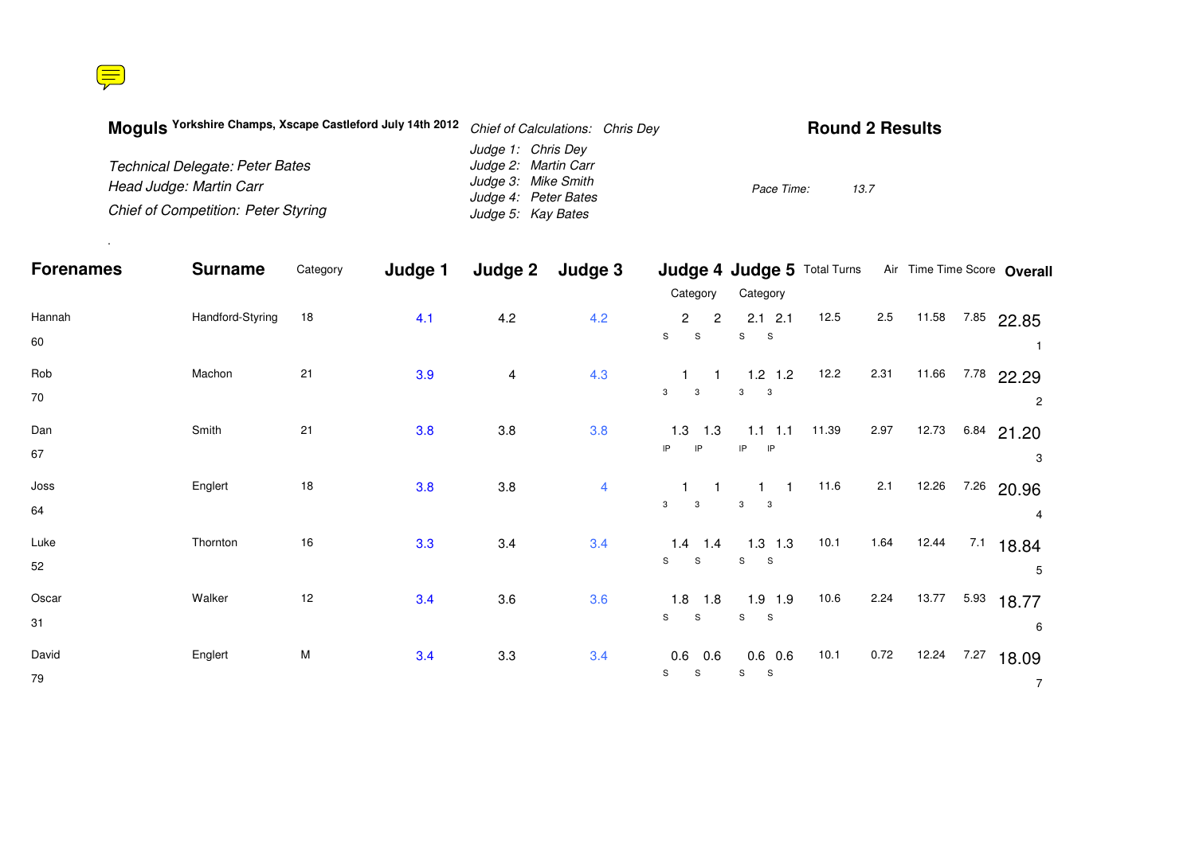**Moguls** **Yorkshire Champs, Xscape Castleford July 14th 2012**

*Technical Delegate: Peter Bates*
*Head Judge: Martin Carr*
*Chief of Competition: Peter Styring*

*Chief of Calculations: Chris Dey*
*Judge 1: Chris Dey*
*Judge 2: Martin Carr*
*Judge 3: Mike Smith*
*Judge 4: Peter Bates*
*Judge 5: Kay Bates*

## Round 2 Results

*Pace Time: 13.7*

| Forenames | Surname | Category | Judge 1 | Judge 2 | Judge 3 | Judge 4 | | Judge 5 | | Total Turns | Air | Time | Time Score | Overall |
|---|---|---|---|---|---|---|---|---|---|---|---|---|---|---|
| | | | | | | Category | | Category | | | | | | |
| Hannah 60 | Handford-Styring | 18 | 4.1 | 4.2 | 4.2 | 2 S | 2 S | 2.1 S | 2.1 S | 12.5 | 2.5 | 11.58 | 7.85 | 22.85 (1) |
| Rob 70 | Machon | 21 | 3.9 | 4 | 4.3 | 1 3 | 1 3 | 1.2 3 | 1.2 3 | 12.2 | 2.31 | 11.66 | 7.78 | 22.29 (2) |
| Dan 67 | Smith | 21 | 3.8 | 3.8 | 3.8 | 1.3 IP | 1.3 IP | 1.1 IP | 1.1 IP | 11.39 | 2.97 | 12.73 | 6.84 | 21.20 (3) |
| Joss 64 | Englert | 18 | 3.8 | 3.8 | 4 | 1 3 | 1 3 | 1 3 | 1 3 | 11.6 | 2.1 | 12.26 | 7.26 | 20.96 (4) |
| Luke 52 | Thornton | 16 | 3.3 | 3.4 | 3.4 | 1.4 S | 1.4 S | 1.3 S | 1.3 S | 10.1 | 1.64 | 12.44 | 7.1 | 18.84 (5) |
| Oscar 31 | Walker | 12 | 3.4 | 3.6 | 3.6 | 1.8 S | 1.8 S | 1.9 S | 1.9 S | 10.6 | 2.24 | 13.77 | 5.93 | 18.77 (6) |
| David 79 | Englert | M | 3.4 | 3.3 | 3.4 | 0.6 S | 0.6 S | 0.6 S | 0.6 S | 10.1 | 0.72 | 12.24 | 7.27 | 18.09 (7) |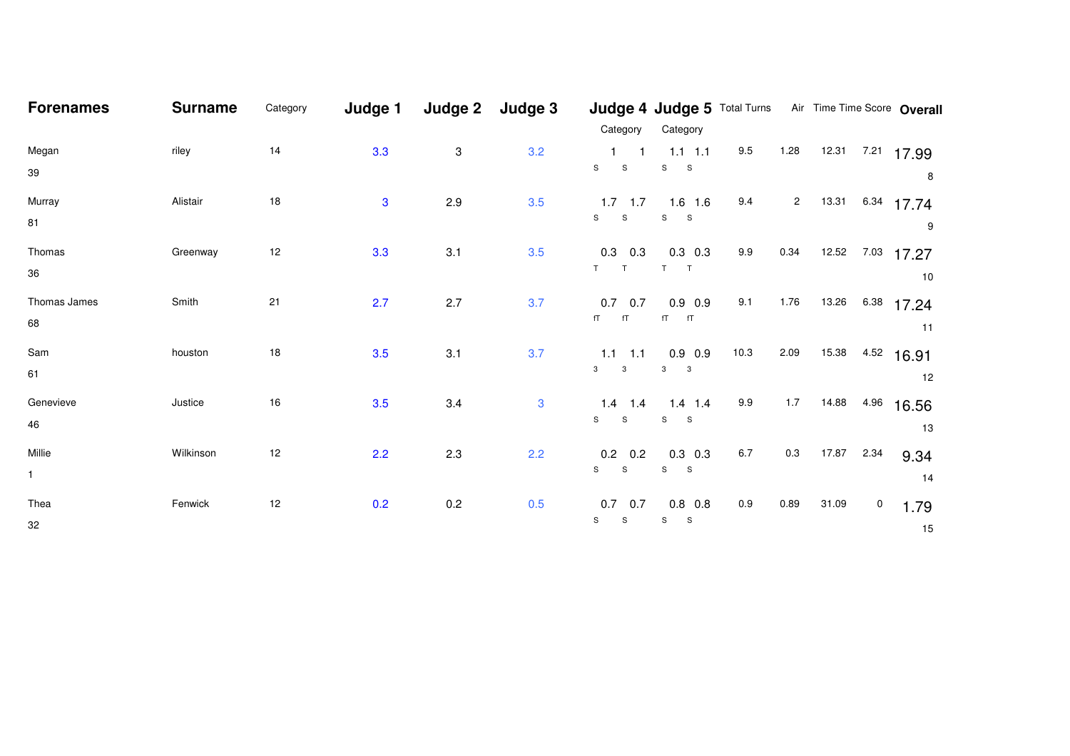| Forenames | Surname | Category | Judge 1 | Judge 2 | Judge 3 | Judge 4 Category | | Judge 5 Category | | Total Turns | Air | Time | Time Score | Overall |
|---|---|---|---|---|---|---|---|---|---|---|---|---|---|---|
| Megan 39 | riley | 14 | 3.3 | 3 | 3.2 | 1 S | 1 S | 1.1 S | 1.1 S | 9.5 | 1.28 | 12.31 | 7.21 | 17.99 8 |
| Murray 81 | Alistair | 18 | 3 | 2.9 | 3.5 | 1.7 S | 1.7 S | 1.6 S | 1.6 S | 9.4 | 2 | 13.31 | 6.34 | 17.74 9 |
| Thomas 36 | Greenway | 12 | 3.3 | 3.1 | 3.5 | 0.3 T | 0.3 T | 0.3 T | 0.3 T | 9.9 | 0.34 | 12.52 | 7.03 | 17.27 10 |
| Thomas James 68 | Smith | 21 | 2.7 | 2.7 | 3.7 | 0.7 fT | 0.7 fT | 0.9 fT | 0.9 fT | 9.1 | 1.76 | 13.26 | 6.38 | 17.24 11 |
| Sam 61 | houston | 18 | 3.5 | 3.1 | 3.7 | 1.1 3 | 1.1 3 | 0.9 3 | 0.9 3 | 10.3 | 2.09 | 15.38 | 4.52 | 16.91 12 |
| Genevieve 46 | Justice | 16 | 3.5 | 3.4 | 3 | 1.4 S | 1.4 S | 1.4 S | 1.4 S | 9.9 | 1.7 | 14.88 | 4.96 | 16.56 13 |
| Millie 1 | Wilkinson | 12 | 2.2 | 2.3 | 2.2 | 0.2 S | 0.2 S | 0.3 S | 0.3 S | 6.7 | 0.3 | 17.87 | 2.34 | 9.34 14 |
| Thea 32 | Fenwick | 12 | 0.2 | 0.2 | 0.5 | 0.7 S | 0.7 S | 0.8 S | 0.8 S | 0.9 | 0.89 | 31.09 | 0 | 1.79 15 |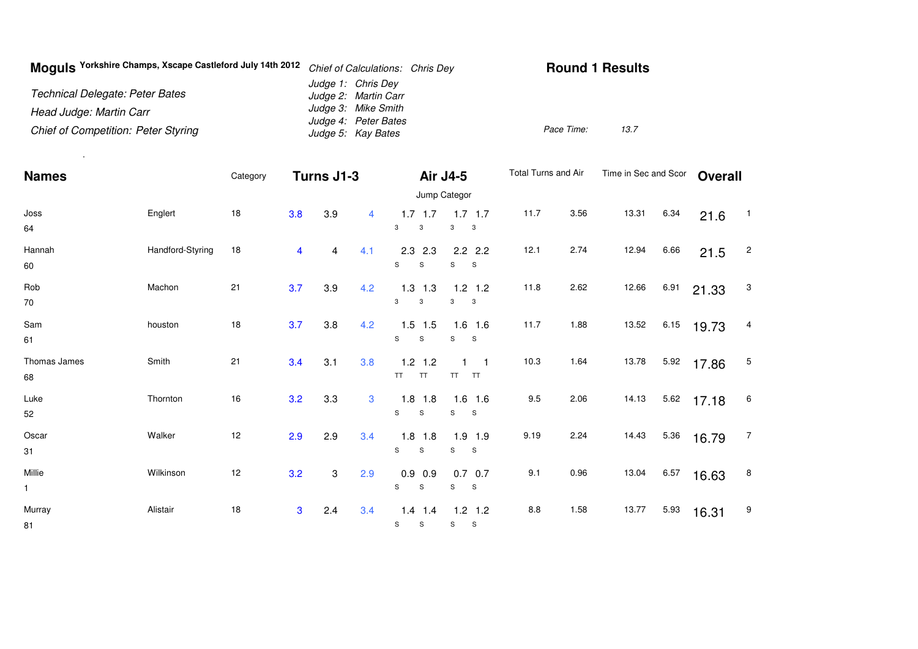**Moguls** **Yorkshire Champs, Xscape Castleford July 14th 2012**

*Technical Delegate: Peter Bates*

*Head Judge: Martin Carr*

*Chief of Competition: Peter Styring*

*Chief of Calculations: Chris Dey*

*Judge 1: Chris Dey*
*Judge 2: Martin Carr*
*Judge 3: Mike Smith*
*Judge 4: Peter Bates*
*Judge 5: Kay Bates*

## Round 1 Results

*Pace Time:* *13.7*

| Names | | Category | Turns J1-3 | | | Air J4-5 | | | | Total Turns and Air | | Time in Sec and Scor | | Overall | |
|---|---|---|---|---|---|---|---|---|---|---|---|---|---|---|---|
| | | | | | | Jump Categor | | | | | | | | | |
| Joss 64 | Englert | 18 | 3.8 | 3.9 | 4 | 1.7 3 | 1.7 3 | 1.7 3 | 1.7 3 | 11.7 | 3.56 | 13.31 | 6.34 | 21.6 | 1 |
| Hannah 60 | Handford-Styring | 18 | 4 | 4 | 4.1 | 2.3 S | 2.3 S | 2.2 S | 2.2 S | 12.1 | 2.74 | 12.94 | 6.66 | 21.5 | 2 |
| Rob 70 | Machon | 21 | 3.7 | 3.9 | 4.2 | 1.3 3 | 1.3 3 | 1.2 3 | 1.2 3 | 11.8 | 2.62 | 12.66 | 6.91 | 21.33 | 3 |
| Sam 61 | houston | 18 | 3.7 | 3.8 | 4.2 | 1.5 S | 1.5 S | 1.6 S | 1.6 S | 11.7 | 1.88 | 13.52 | 6.15 | 19.73 | 4 |
| Thomas James 68 | Smith | 21 | 3.4 | 3.1 | 3.8 | 1.2 TT | 1.2 TT | 1 TT | 1 TT | 10.3 | 1.64 | 13.78 | 5.92 | 17.86 | 5 |
| Luke 52 | Thornton | 16 | 3.2 | 3.3 | 3 | 1.8 S | 1.8 S | 1.6 S | 1.6 S | 9.5 | 2.06 | 14.13 | 5.62 | 17.18 | 6 |
| Oscar 31 | Walker | 12 | 2.9 | 2.9 | 3.4 | 1.8 S | 1.8 S | 1.9 S | 1.9 S | 9.19 | 2.24 | 14.43 | 5.36 | 16.79 | 7 |
| Millie 1 | Wilkinson | 12 | 3.2 | 3 | 2.9 | 0.9 S | 0.9 S | 0.7 S | 0.7 S | 9.1 | 0.96 | 13.04 | 6.57 | 16.63 | 8 |
| Murray 81 | Alistair | 18 | 3 | 2.4 | 3.4 | 1.4 S | 1.4 S | 1.2 S | 1.2 S | 8.8 | 1.58 | 13.77 | 5.93 | 16.31 | 9 |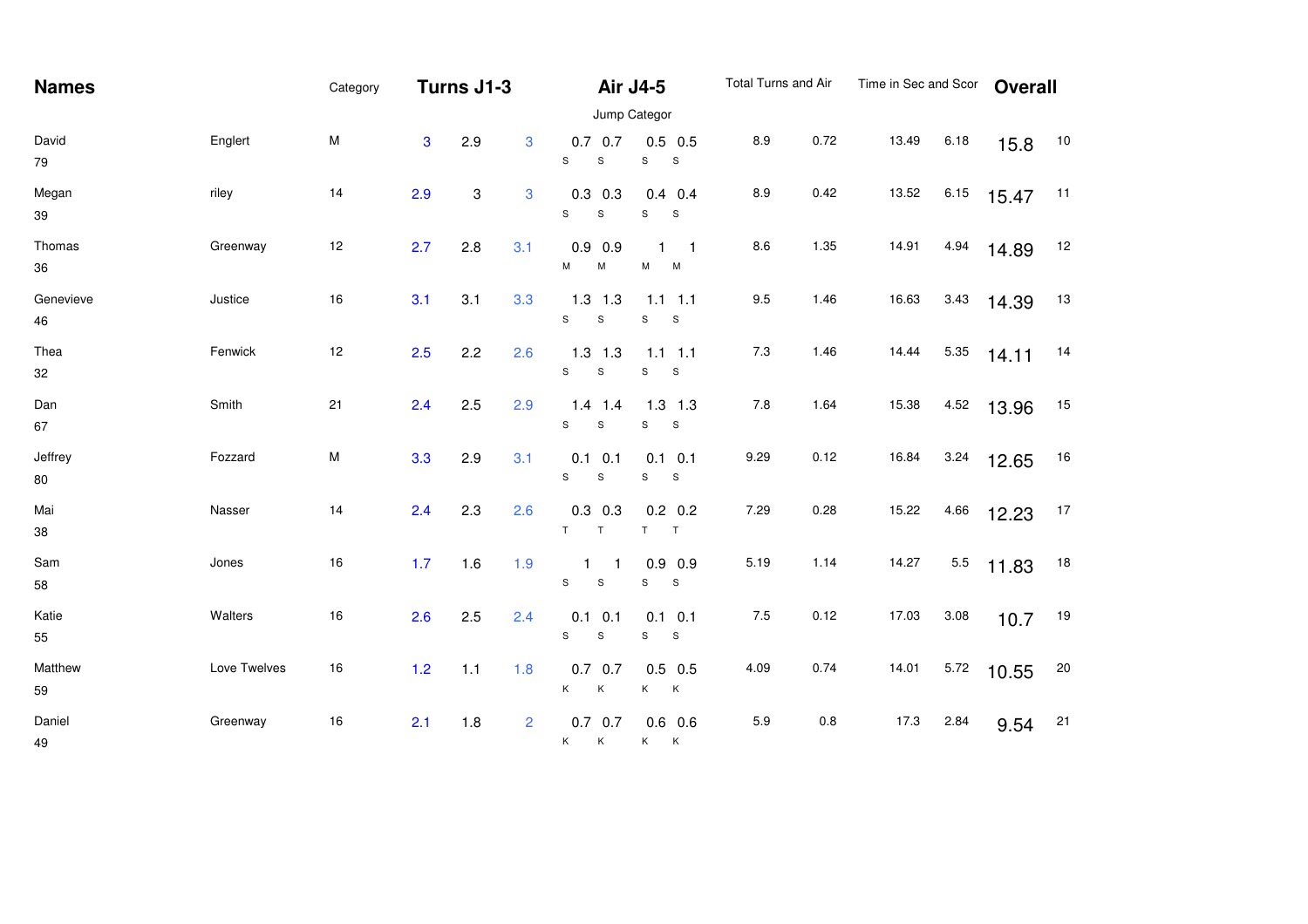| Names | | Category | Turns J1-3 | | | Air J4-5 | | | | Total Turns and Air | | Time in Sec and Scor | | Overall | |
|---|---|---|---|---|---|---|---|---|---|---|---|---|---|---|---|
| | | | | | | Jump Categor | | | | | | | | | |
| David 79 | Englert | M | 3 | 2.9 | 3 | 0.7 S | 0.7 S | 0.5 S | 0.5 S | 8.9 | 0.72 | 13.49 | 6.18 | 15.8 | 10 |
| Megan 39 | riley | 14 | 2.9 | 3 | 3 | 0.3 S | 0.3 S | 0.4 S | 0.4 S | 8.9 | 0.42 | 13.52 | 6.15 | 15.47 | 11 |
| Thomas 36 | Greenway | 12 | 2.7 | 2.8 | 3.1 | 0.9 M | 0.9 M | 1 M | 1 M | 8.6 | 1.35 | 14.91 | 4.94 | 14.89 | 12 |
| Genevieve 46 | Justice | 16 | 3.1 | 3.1 | 3.3 | 1.3 S | 1.3 S | 1.1 S | 1.1 S | 9.5 | 1.46 | 16.63 | 3.43 | 14.39 | 13 |
| Thea 32 | Fenwick | 12 | 2.5 | 2.2 | 2.6 | 1.3 S | 1.3 S | 1.1 S | 1.1 S | 7.3 | 1.46 | 14.44 | 5.35 | 14.11 | 14 |
| Dan 67 | Smith | 21 | 2.4 | 2.5 | 2.9 | 1.4 S | 1.4 S | 1.3 S | 1.3 S | 7.8 | 1.64 | 15.38 | 4.52 | 13.96 | 15 |
| Jeffrey 80 | Fozzard | M | 3.3 | 2.9 | 3.1 | 0.1 S | 0.1 S | 0.1 S | 0.1 S | 9.29 | 0.12 | 16.84 | 3.24 | 12.65 | 16 |
| Mai 38 | Nasser | 14 | 2.4 | 2.3 | 2.6 | 0.3 T | 0.3 T | 0.2 T | 0.2 T | 7.29 | 0.28 | 15.22 | 4.66 | 12.23 | 17 |
| Sam 58 | Jones | 16 | 1.7 | 1.6 | 1.9 | 1 S | 1 S | 0.9 S | 0.9 S | 5.19 | 1.14 | 14.27 | 5.5 | 11.83 | 18 |
| Katie 55 | Walters | 16 | 2.6 | 2.5 | 2.4 | 0.1 S | 0.1 S | 0.1 S | 0.1 S | 7.5 | 0.12 | 17.03 | 3.08 | 10.7 | 19 |
| Matthew 59 | Love Twelves | 16 | 1.2 | 1.1 | 1.8 | 0.7 K | 0.7 K | 0.5 K | 0.5 K | 4.09 | 0.74 | 14.01 | 5.72 | 10.55 | 20 |
| Daniel 49 | Greenway | 16 | 2.1 | 1.8 | 2 | 0.7 K | 0.7 K | 0.6 K | 0.6 K | 5.9 | 0.8 | 17.3 | 2.84 | 9.54 | 21 |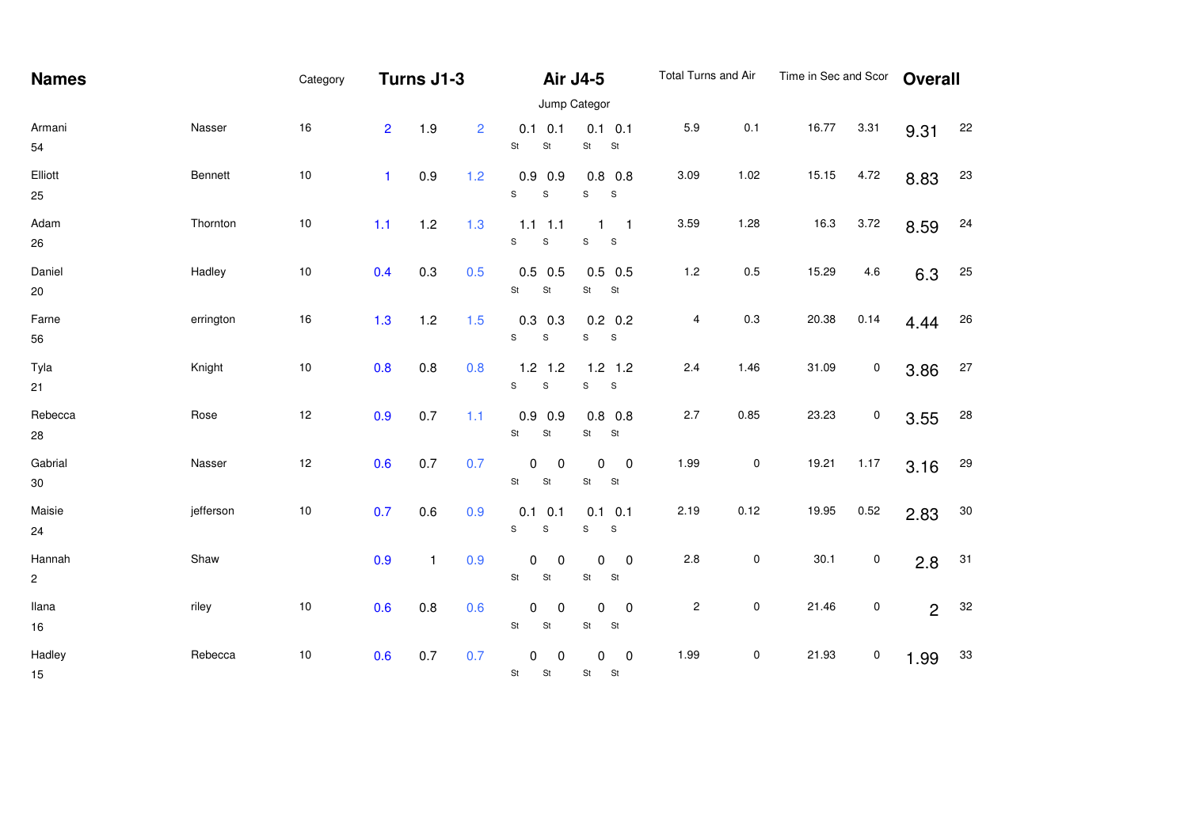| Names | | Category | Turns J1-3 | | | Air J4-5 | | | | Total Turns and Air | | Time in Sec and Scor | | Overall | |
|---|---|---|---|---|---|---|---|---|---|---|---|---|---|---|---|
| | | | | | | Jump Categor | | | | | | | | | |
| Armani 54 | Nasser | 16 | 2 | 1.9 | 2 | 0.1 St | 0.1 St | 0.1 St | 0.1 St | 5.9 | 0.1 | 16.77 | 3.31 | 9.31 | 22 |
| Elliott 25 | Bennett | 10 | 1 | 0.9 | 1.2 | 0.9 S | 0.9 S | 0.8 S | 0.8 S | 3.09 | 1.02 | 15.15 | 4.72 | 8.83 | 23 |
| Adam 26 | Thornton | 10 | 1.1 | 1.2 | 1.3 | 1.1 S | 1.1 S | 1 S | 1 S | 3.59 | 1.28 | 16.3 | 3.72 | 8.59 | 24 |
| Daniel 20 | Hadley | 10 | 0.4 | 0.3 | 0.5 | 0.5 St | 0.5 St | 0.5 St | 0.5 St | 1.2 | 0.5 | 15.29 | 4.6 | 6.3 | 25 |
| Farne 56 | errington | 16 | 1.3 | 1.2 | 1.5 | 0.3 S | 0.3 S | 0.2 S | 0.2 S | 4 | 0.3 | 20.38 | 0.14 | 4.44 | 26 |
| Tyla 21 | Knight | 10 | 0.8 | 0.8 | 0.8 | 1.2 S | 1.2 S | 1.2 S | 1.2 S | 2.4 | 1.46 | 31.09 | 0 | 3.86 | 27 |
| Rebecca 28 | Rose | 12 | 0.9 | 0.7 | 1.1 | 0.9 St | 0.9 St | 0.8 St | 0.8 St | 2.7 | 0.85 | 23.23 | 0 | 3.55 | 28 |
| Gabrial 30 | Nasser | 12 | 0.6 | 0.7 | 0.7 | 0 St | 0 St | 0 St | 0 St | 1.99 | 0 | 19.21 | 1.17 | 3.16 | 29 |
| Maisie 24 | jefferson | 10 | 0.7 | 0.6 | 0.9 | 0.1 S | 0.1 S | 0.1 S | 0.1 S | 2.19 | 0.12 | 19.95 | 0.52 | 2.83 | 30 |
| Hannah 2 | Shaw | | 0.9 | 1 | 0.9 | 0 St | 0 St | 0 St | 0 St | 2.8 | 0 | 30.1 | 0 | 2.8 | 31 |
| Ilana 16 | riley | 10 | 0.6 | 0.8 | 0.6 | 0 St | 0 St | 0 St | 0 St | 2 | 0 | 21.46 | 0 | 2 | 32 |
| Hadley 15 | Rebecca | 10 | 0.6 | 0.7 | 0.7 | 0 St | 0 St | 0 St | 0 St | 1.99 | 0 | 21.93 | 0 | 1.99 | 33 |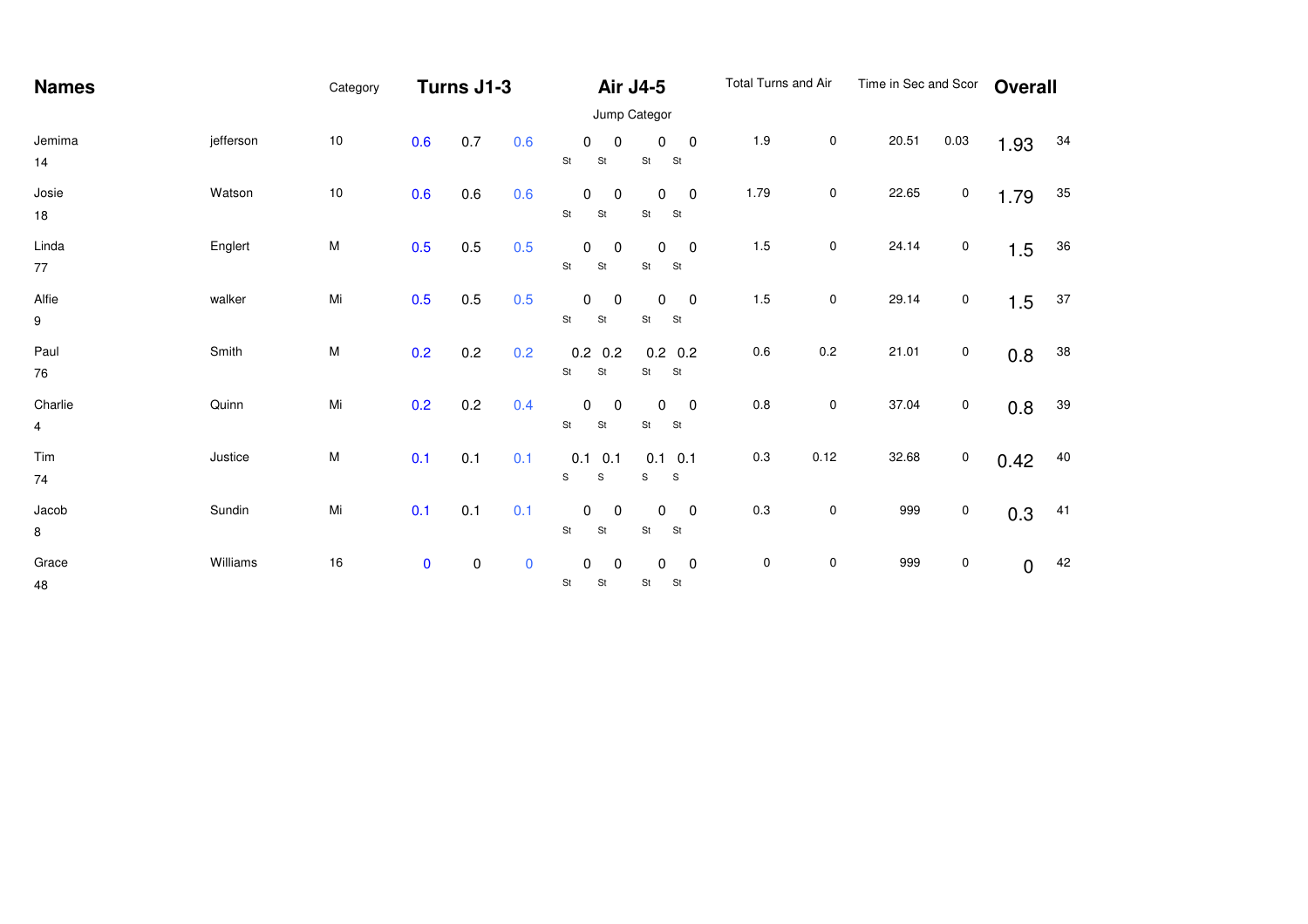| Names | | Category | Turns J1-3 | | | Air J4-5 (Jump Categor) | | | | Total Turns and Air | | Time in Sec and Scor | | Overall | |
|---|---|---|---|---|---|---|---|---|---|---|---|---|---|---|---|
| Jemima 14 | jefferson | 10 | 0.6 | 0.7 | 0.6 | 0 St | 0 St | 0 St | 0 St | 1.9 | 0 | 20.51 | 0.03 | 1.93 | 34 |
| Josie 18 | Watson | 10 | 0.6 | 0.6 | 0.6 | 0 St | 0 St | 0 St | 0 St | 1.79 | 0 | 22.65 | 0 | 1.79 | 35 |
| Linda 77 | Englert | M | 0.5 | 0.5 | 0.5 | 0 St | 0 St | 0 St | 0 St | 1.5 | 0 | 24.14 | 0 | 1.5 | 36 |
| Alfie 9 | walker | Mi | 0.5 | 0.5 | 0.5 | 0 St | 0 St | 0 St | 0 St | 1.5 | 0 | 29.14 | 0 | 1.5 | 37 |
| Paul 76 | Smith | M | 0.2 | 0.2 | 0.2 | 0.2 St | 0.2 St | 0.2 St | 0.2 St | 0.6 | 0.2 | 21.01 | 0 | 0.8 | 38 |
| Charlie 4 | Quinn | Mi | 0.2 | 0.2 | 0.4 | 0 St | 0 St | 0 St | 0 St | 0.8 | 0 | 37.04 | 0 | 0.8 | 39 |
| Tim 74 | Justice | M | 0.1 | 0.1 | 0.1 | 0.1 S | 0.1 S | 0.1 S | 0.1 S | 0.3 | 0.12 | 32.68 | 0 | 0.42 | 40 |
| Jacob 8 | Sundin | Mi | 0.1 | 0.1 | 0.1 | 0 St | 0 St | 0 St | 0 St | 0.3 | 0 | 999 | 0 | 0.3 | 41 |
| Grace 48 | Williams | 16 | 0 | 0 | 0 | 0 St | 0 St | 0 St | 0 St | 0 | 0 | 999 | 0 | 0 | 42 |